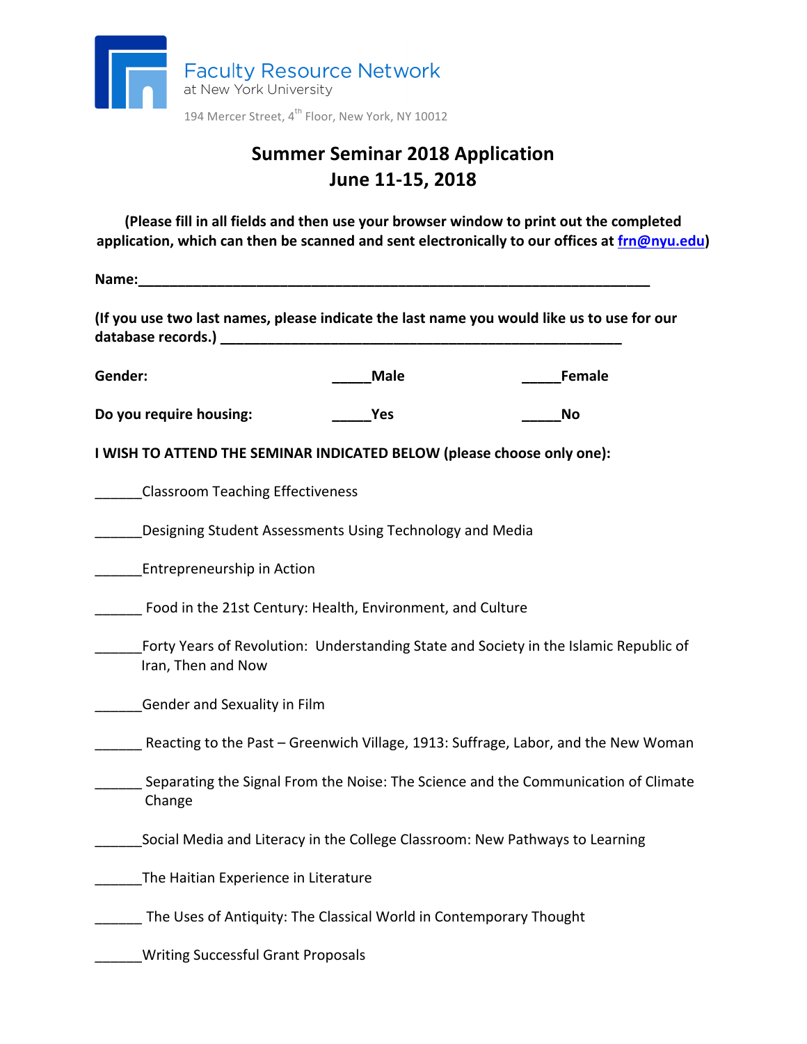Faculty Resource Network
at New York University

194 Mercer Street, 4th Floor, New York, NY 10012

# Summer Seminar 2018 Application
## June 11-15, 2018

**(Please fill in all fields and then use your browser window to print out the completed application, which can then be scanned and sent electronically to our offices at frn@nyu.edu)**

**Name:**___________________________________________________________________

**(If you use two last names, please indicate the last name you would like us to use for our database records.)** ______________________________________________________

**Gender:** _____**Male** _____**Female**

**Do you require housing:** _____**Yes** _____**No**

**I WISH TO ATTEND THE SEMINAR INDICATED BELOW (please choose only one):**

______Classroom Teaching Effectiveness

______Designing Student Assessments Using Technology and Media

______Entrepreneurship in Action

______ Food in the 21st Century: Health, Environment, and Culture

______Forty Years of Revolution: Understanding State and Society in the Islamic Republic of Iran, Then and Now

______Gender and Sexuality in Film

______ Reacting to the Past – Greenwich Village, 1913: Suffrage, Labor, and the New Woman

______ Separating the Signal From the Noise: The Science and the Communication of Climate Change

______Social Media and Literacy in the College Classroom: New Pathways to Learning

______The Haitian Experience in Literature

______ The Uses of Antiquity: The Classical World in Contemporary Thought

______Writing Successful Grant Proposals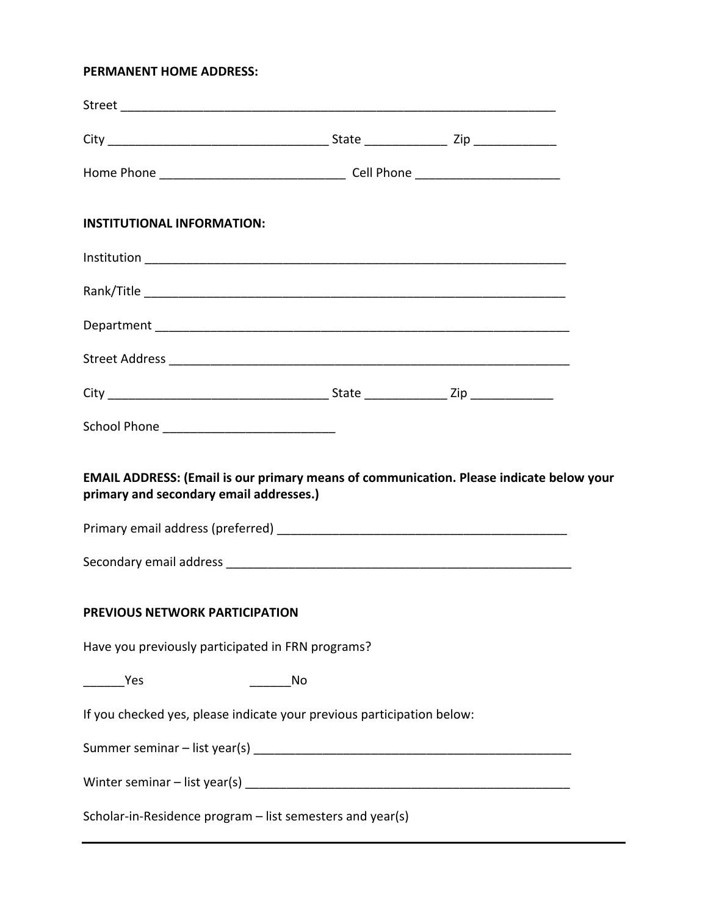**PERMANENT HOME ADDRESS:**

Street ____________________________________________________________

City ______________________________ State ___________ Zip ___________

Home Phone _________________________ Cell Phone ___________________

**INSTITUTIONAL INFORMATION:**

Institution _________________________________________________________

Rank/Title _________________________________________________________

Department ________________________________________________________

Street Address ______________________________________________________

City ______________________________ State ___________ Zip ___________

School Phone _______________________

**EMAIL ADDRESS: (Email is our primary means of communication. Please indicate below your primary and secondary email addresses.)**

Primary email address (preferred) _______________________________________

Secondary email address _______________________________________________

**PREVIOUS NETWORK PARTICIPATION**

Have you previously participated in FRN programs?

______Yes ______No

If you checked yes, please indicate your previous participation below:

Summer seminar – list year(s) ___________________________________________

Winter seminar – list year(s) ____________________________________________

Scholar-in-Residence program – list semesters and year(s)

_____________________________________________________________________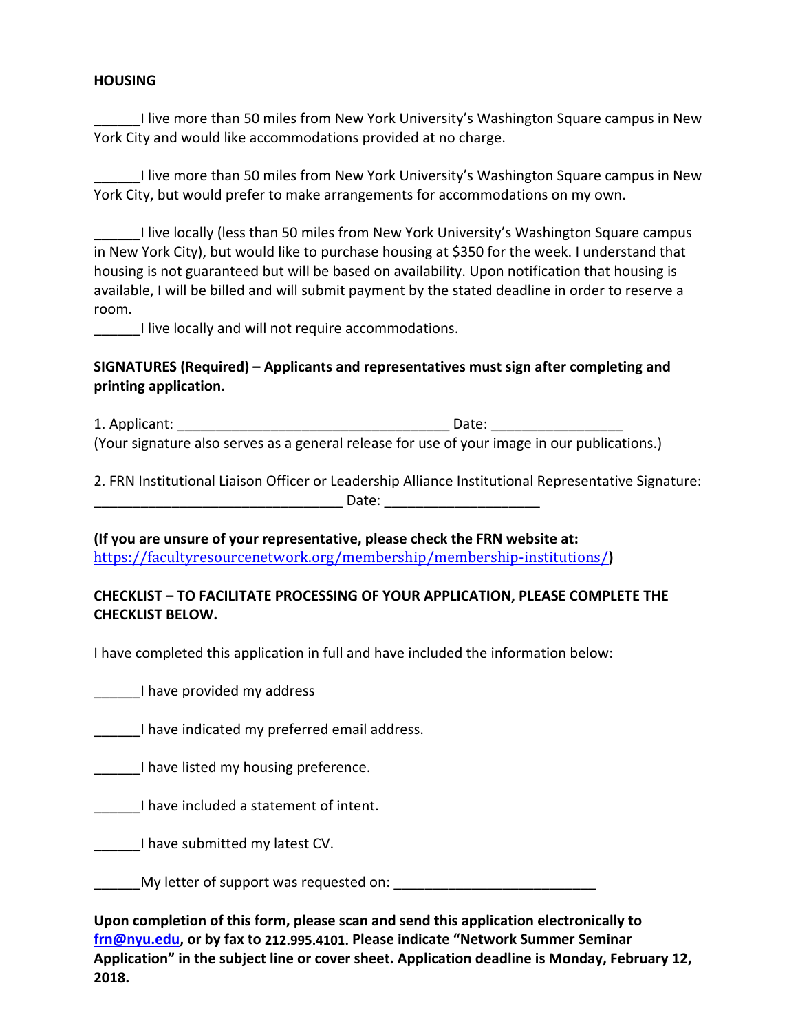**HOUSING**

______I live more than 50 miles from New York University's Washington Square campus in New York City and would like accommodations provided at no charge.

______I live more than 50 miles from New York University's Washington Square campus in New York City, but would prefer to make arrangements for accommodations on my own.

______I live locally (less than 50 miles from New York University's Washington Square campus in New York City), but would like to purchase housing at $350 for the week. I understand that housing is not guaranteed but will be based on availability. Upon notification that housing is available, I will be billed and will submit payment by the stated deadline in order to reserve a room.

______I live locally and will not require accommodations.

**SIGNATURES (Required) – Applicants and representatives must sign after completing and printing application.**

1. Applicant: ___________________________________ Date: ________________

(Your signature also serves as a general release for use of your image in our publications.)

2. FRN Institutional Liaison Officer or Leadership Alliance Institutional Representative Signature: ________________________________ Date: ___________________

**(If you are unsure of your representative, please check the FRN website at:** https://facultyresourcenetwork.org/membership/membership-institutions/**)**

**CHECKLIST – TO FACILITATE PROCESSING OF YOUR APPLICATION, PLEASE COMPLETE THE CHECKLIST BELOW.**

I have completed this application in full and have included the information below:

______I have provided my address

______I have indicated my preferred email address.

______I have listed my housing preference.

______I have included a statement of intent.

______I have submitted my latest CV.

______My letter of support was requested on: __________________________

**Upon completion of this form, please scan and send this application electronically to frn@nyu.edu, or by fax to 212.995.4101. Please indicate "Network Summer Seminar Application" in the subject line or cover sheet. Application deadline is Monday, February 12, 2018.**